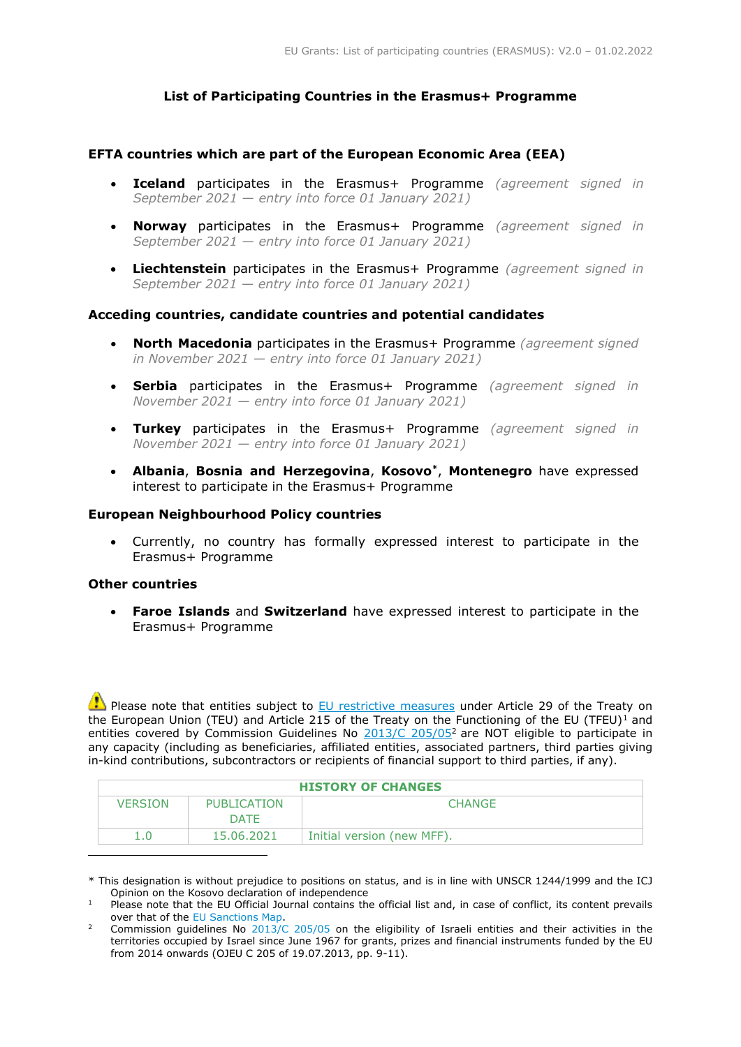# List of Participating Countries in the Erasmus+ Programme

## EFTA countries which are part of the European Economic Area (EEA)

- **Iceland** participates in the Erasmus+ Programme *(agreement signed in September 2021 — entry into force 01 January 2021)*
- **Norway** participates in the Erasmus+ Programme *(agreement signed in September 2021 — entry into force 01 January 2021)*
- **Liechtenstein** participates in the Erasmus+ Programme *(agreement signed in September 2021 — entry into force 01 January 2021)*

## Acceding countries, candidate countries and potential candidates

- **North Macedonia** participates in the Erasmus+ Programme *(agreement signed in November 2021 — entry into force 01 January 2021)*
- **Serbia** participates in the Erasmus+ Programme *(agreement signed in November 2021 — entry into force 01 January 2021)*
- **Turkey** participates in the Erasmus+ Programme *(agreement signed in November 2021 — entry into force 01 January 2021)*
- **Albania**, **Bosnia and Herzegovina**, **Kosovo***, **Montenegro** have expressed interest to participate in the Erasmus+ Programme

## European Neighbourhood Policy countries

- Currently, no country has formally expressed interest to participate in the Erasmus+ Programme

## Other countries

- **Faroe Islands** and **Switzerland** have expressed interest to participate in the Erasmus+ Programme

⚠ Please note that entities subject to EU restrictive measures under Article 29 of the Treaty on the European Union (TEU) and Article 215 of the Treaty on the Functioning of the EU (TFEU)[1] and entities covered by Commission Guidelines No 2013/C 205/05[2] are NOT eligible to participate in any capacity (including as beneficiaries, affiliated entities, associated partners, third parties giving in-kind contributions, subcontractors or recipients of financial support to third parties, if any).

| HISTORY OF CHANGES | | |
|---|---|---|
| VERSION | PUBLICATION DATE | CHANGE |
| 1.0 | 15.06.2021 | Initial version (new MFF). |

---

* This designation is without prejudice to positions on status, and is in line with UNSCR 1244/1999 and the ICJ Opinion on the Kosovo declaration of independence

[1] Please note that the EU Official Journal contains the official list and, in case of conflict, its content prevails over that of the EU Sanctions Map.

[2] Commission guidelines No 2013/C 205/05 on the eligibility of Israeli entities and their activities in the territories occupied by Israel since June 1967 for grants, prizes and financial instruments funded by the EU from 2014 onwards (OJEU C 205 of 19.07.2013, pp. 9-11).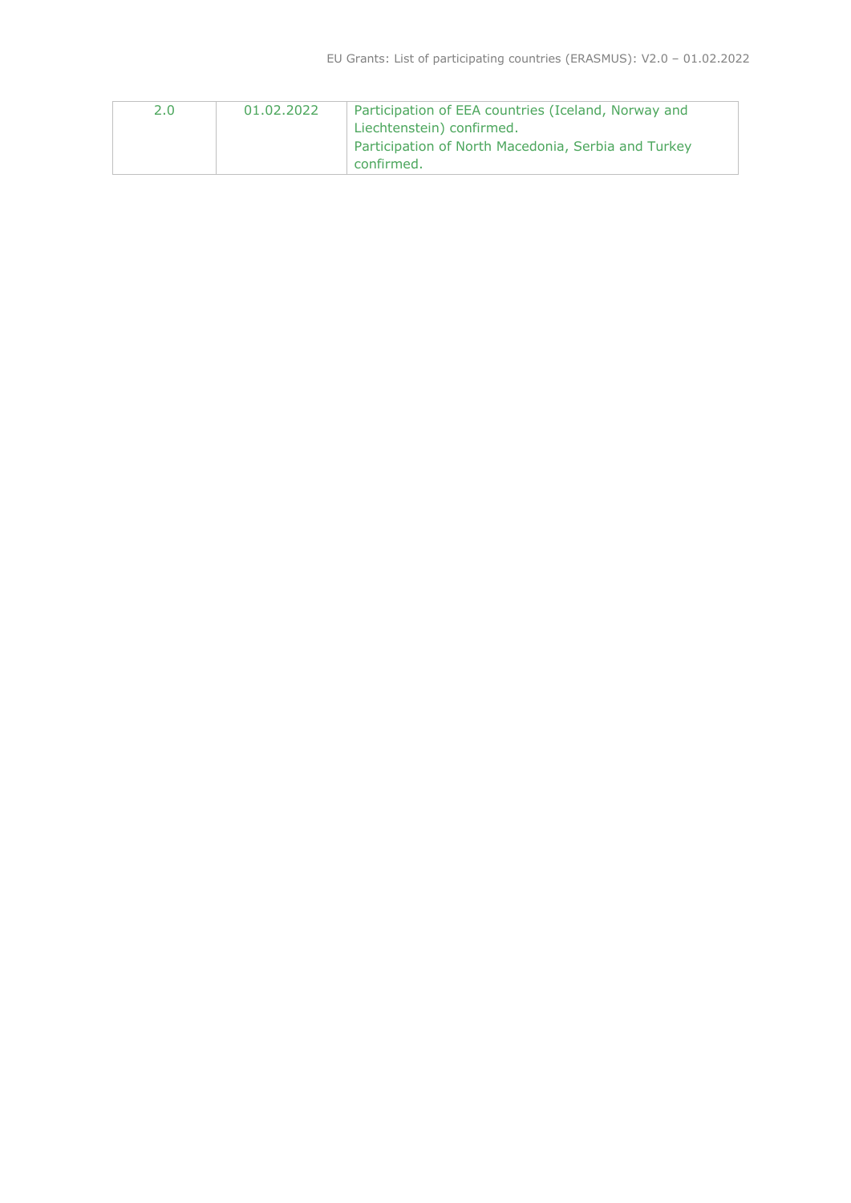| | | |
|---|---|---|
| 2.0 | 01.02.2022 | Participation of EEA countries (Iceland, Norway and Liechtenstein) confirmed.<br>Participation of North Macedonia, Serbia and Turkey confirmed. |